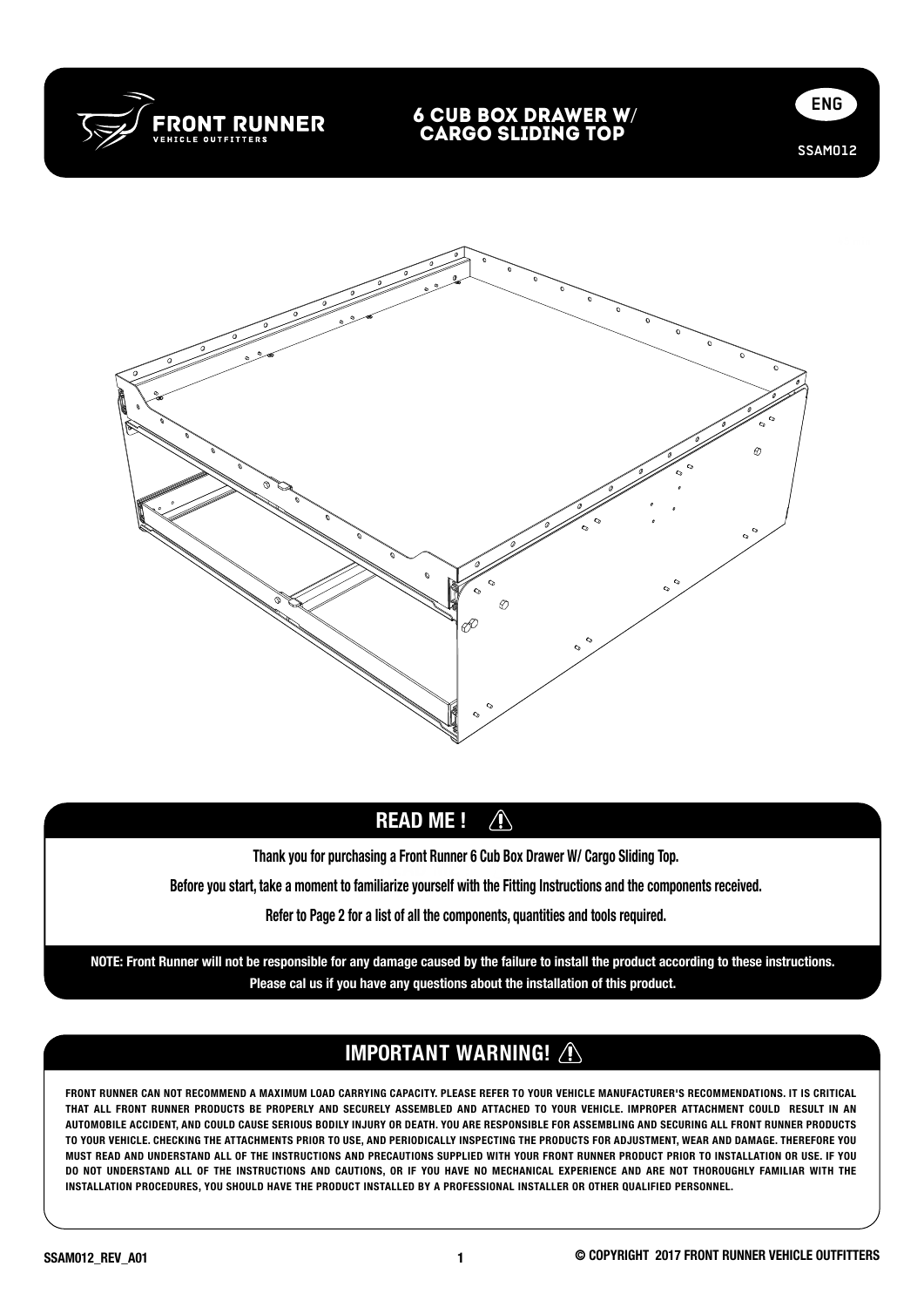# FRONT RUNNER VEHICLE OUTFITTERS

## 6 CUB BOX DRAWER W/ CARGO SLIDING TOP

ENG

SSAM012

## READ ME !

Thank you for purchasing a Front Runner 6 Cub Box Drawer W/ Cargo Sliding Top.

Before you start, take a moment to familiarize yourself with the Fitting Instructions and the components received.

Refer to Page 2 for a list of all the components, quantities and tools required.

**NOTE: Front Runner will not be responsible for any damage caused by the failure to install the product according to these instructions. Please cal us if you have any questions about the installation of this product.**

## IMPORTANT WARNING!

FRONT RUNNER CAN NOT RECOMMEND A MAXIMUM LOAD CARRYING CAPACITY. PLEASE REFER TO YOUR VEHICLE MANUFACTURER'S RECOMMENDATIONS. IT IS CRITICAL THAT ALL FRONT RUNNER PRODUCTS BE PROPERLY AND SECURELY ASSEMBLED AND ATTACHED TO YOUR VEHICLE. IMPROPER ATTACHMENT COULD RESULT IN AN AUTOMOBILE ACCIDENT, AND COULD CAUSE SERIOUS BODILY INJURY OR DEATH. YOU ARE RESPONSIBLE FOR ASSEMBLING AND SECURING ALL FRONT RUNNER PRODUCTS TO YOUR VEHICLE. CHECKING THE ATTACHMENTS PRIOR TO USE, AND PERIODICALLY INSPECTING THE PRODUCTS FOR ADJUSTMENT, WEAR AND DAMAGE. THEREFORE YOU MUST READ AND UNDERSTAND ALL OF THE INSTRUCTIONS AND PRECAUTIONS SUPPLIED WITH YOUR FRONT RUNNER PRODUCT PRIOR TO INSTALLATION OR USE. IF YOU DO NOT UNDERSTAND ALL OF THE INSTRUCTIONS AND CAUTIONS, OR IF YOU HAVE NO MECHANICAL EXPERIENCE AND ARE NOT THOROUGHLY FAMILIAR WITH THE INSTALLATION PROCEDURES, YOU SHOULD HAVE THE PRODUCT INSTALLED BY A PROFESSIONAL INSTALLER OR OTHER QUALIFIED PERSONNEL.

SSAM012_REV_A01

© COPYRIGHT 2017 FRONT RUNNER VEHICLE OUTFITTERS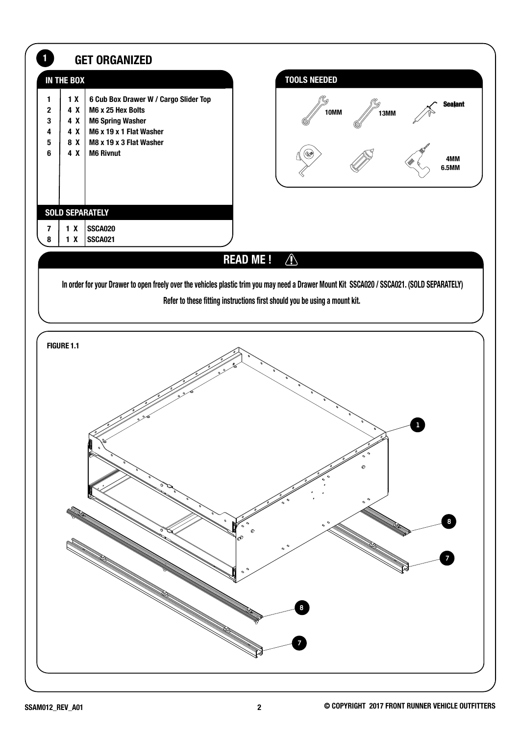# 1 GET ORGANIZED

## IN THE BOX

| # | Qty | Item |
|---|---|---|
| 1 | 1 X | 6 Cub Box Drawer W / Cargo Slider Top |
| 2 | 4 X | M6 x 25 Hex Bolts |
| 3 | 4 X | M6 Spring Washer |
| 4 | 4 X | M6 x 19 x 1 Flat Washer |
| 5 | 8 X | M8 x 19 x 3 Flat Washer |
| 6 | 4 X | M6 Rivnut |

## SOLD SEPARATELY

| # | Qty | Item |
|---|---|---|
| 7 | 1 X | SSCA020 |
| 8 | 1 X | SSCA021 |

## TOOLS NEEDED

- 10MM
- 13MM
- Sealant
- 4MM
- 6.5MM

## READ ME ! ⚠

**In order for your Drawer to open freely over the vehicles plastic trim you may need a Drawer Mount Kit SSCA020 / SSCA021. (SOLD SEPARATELY)**

**Refer to these fitting instructions first should you be using a mount kit.**

**FIGURE 1.1**

1

8

7

8

7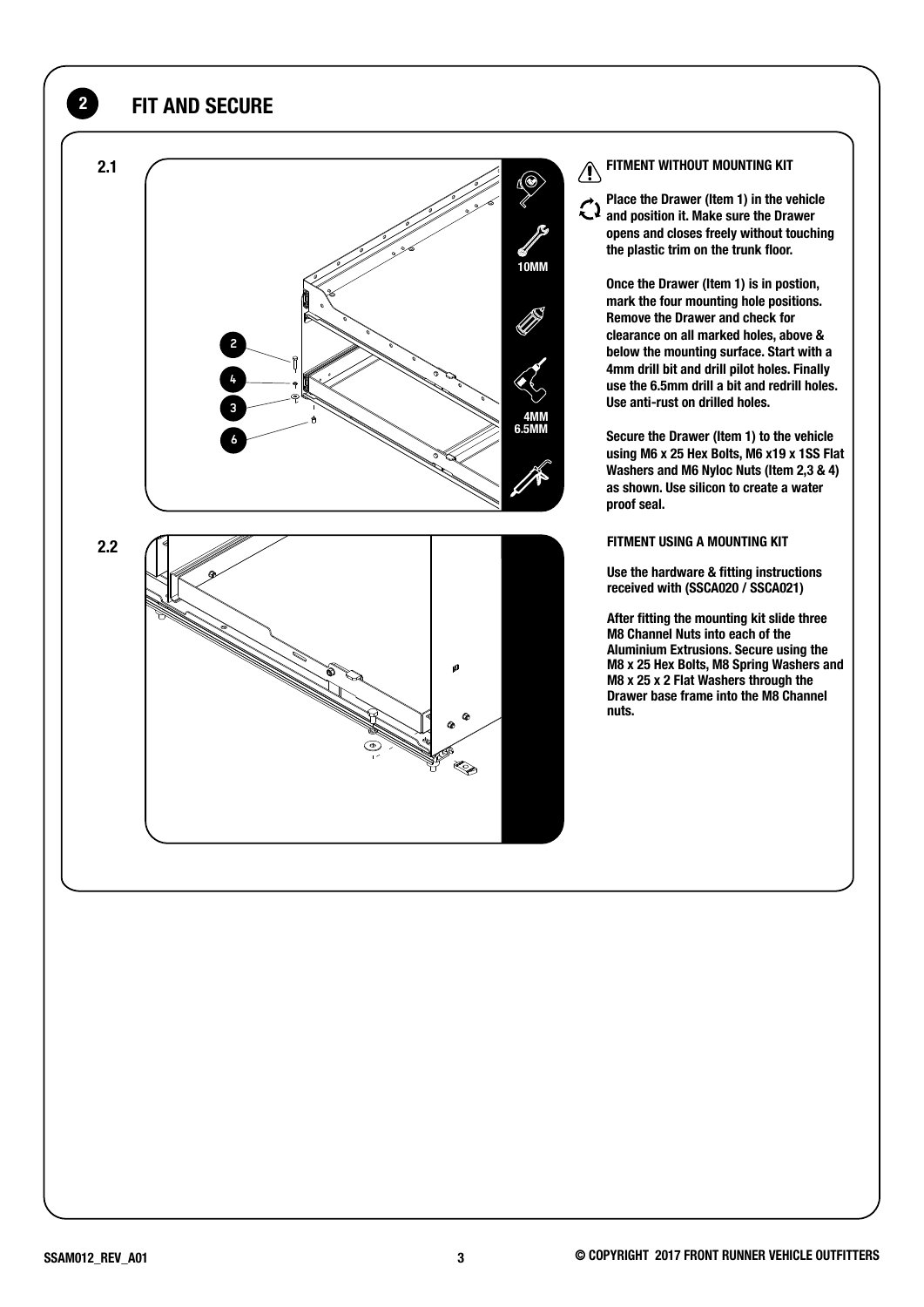## 2 FIT AND SECURE

2.1

2.2

**FITMENT WITHOUT MOUNTING KIT**

**Place the Drawer (Item 1) in the vehicle and position it. Make sure the Drawer opens and closes freely without touching the plastic trim on the trunk floor.**

**Once the Drawer (Item 1) is in postion, mark the four mounting hole positions. Remove the Drawer and check for clearance on all marked holes, above & below the mounting surface. Start with a 4mm drill bit and drill pilot holes. Finally use the 6.5mm drill a bit and redrill holes. Use anti-rust on drilled holes.**

**Secure the Drawer (Item 1) to the vehicle using M6 x 25 Hex Bolts, M6 x19 x 1SS Flat Washers and M6 Nyloc Nuts (Item 2,3 & 4) as shown. Use silicon to create a water proof seal.**

**FITMENT USING A MOUNTING KIT**

**Use the hardware & fitting instructions received with (SSCA020 / SSCA021)**

**After fitting the mounting kit slide three M8 Channel Nuts into each of the Aluminium Extrusions. Secure using the M8 x 25 Hex Bolts, M8 Spring Washers and M8 x 25 x 2 Flat Washers through the Drawer base frame into the M8 Channel nuts.**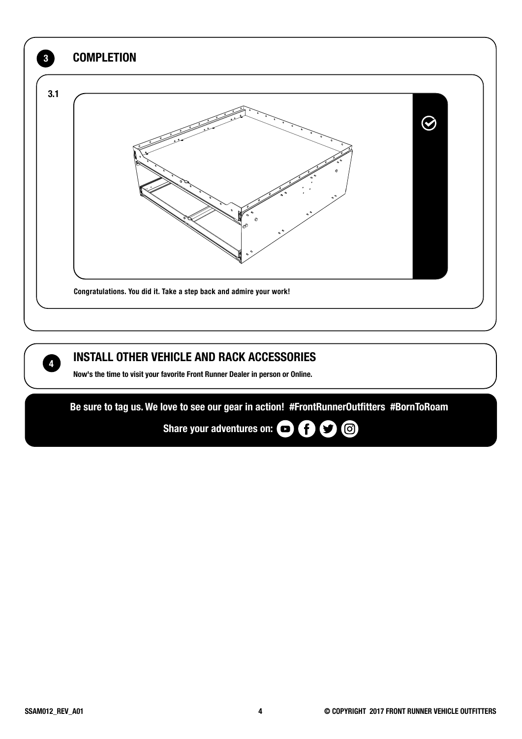## 3 COMPLETION

**3.1**

**Congratulations. You did it. Take a step back and admire your work!**

## 4 INSTALL OTHER VEHICLE AND RACK ACCESSORIES

**Now's the time to visit your favorite Front Runner Dealer in person or Online.**

**Be sure to tag us. We love to see our gear in action! #FrontRunnerOutfitters #BornToRoam**

**Share your adventures on:**

SSAM012_REV_A01

© COPYRIGHT 2017 FRONT RUNNER VEHICLE OUTFITTERS